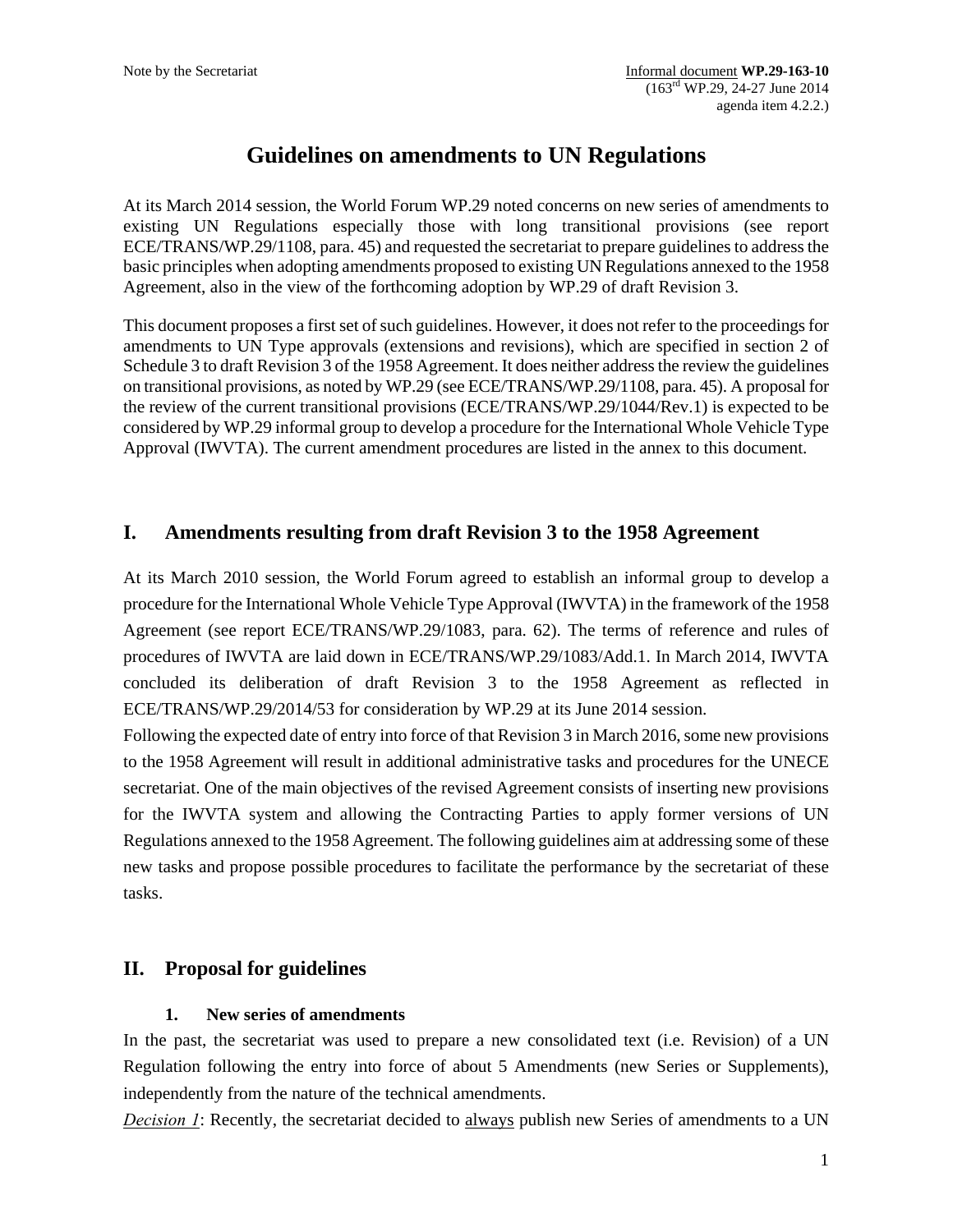Note by the Secretariat

Informal document **WP.29-163-10**
(163[rd] WP.29, 24-27 June 2014
agenda item 4.2.2.)

# Guidelines on amendments to UN Regulations

At its March 2014 session, the World Forum WP.29 noted concerns on new series of amendments to existing UN Regulations especially those with long transitional provisions (see report ECE/TRANS/WP.29/1108, para. 45) and requested the secretariat to prepare guidelines to address the basic principles when adopting amendments proposed to existing UN Regulations annexed to the 1958 Agreement, also in the view of the forthcoming adoption by WP.29 of draft Revision 3.

This document proposes a first set of such guidelines. However, it does not refer to the proceedings for amendments to UN Type approvals (extensions and revisions), which are specified in section 2 of Schedule 3 to draft Revision 3 of the 1958 Agreement. It does neither address the review the guidelines on transitional provisions, as noted by WP.29 (see ECE/TRANS/WP.29/1108, para. 45). A proposal for the review of the current transitional provisions (ECE/TRANS/WP.29/1044/Rev.1) is expected to be considered by WP.29 informal group to develop a procedure for the International Whole Vehicle Type Approval (IWVTA). The current amendment procedures are listed in the annex to this document.

## I. Amendments resulting from draft Revision 3 to the 1958 Agreement

At its March 2010 session, the World Forum agreed to establish an informal group to develop a procedure for the International Whole Vehicle Type Approval (IWVTA) in the framework of the 1958 Agreement (see report ECE/TRANS/WP.29/1083, para. 62). The terms of reference and rules of procedures of IWVTA are laid down in ECE/TRANS/WP.29/1083/Add.1. In March 2014, IWVTA concluded its deliberation of draft Revision 3 to the 1958 Agreement as reflected in ECE/TRANS/WP.29/2014/53 for consideration by WP.29 at its June 2014 session.
Following the expected date of entry into force of that Revision 3 in March 2016, some new provisions to the 1958 Agreement will result in additional administrative tasks and procedures for the UNECE secretariat. One of the main objectives of the revised Agreement consists of inserting new provisions for the IWVTA system and allowing the Contracting Parties to apply former versions of UN Regulations annexed to the 1958 Agreement. The following guidelines aim at addressing some of these new tasks and propose possible procedures to facilitate the performance by the secretariat of these tasks.

## II. Proposal for guidelines

### 1. New series of amendments

In the past, the secretariat was used to prepare a new consolidated text (i.e. Revision) of a UN Regulation following the entry into force of about 5 Amendments (new Series or Supplements), independently from the nature of the technical amendments.
*Decision 1*: Recently, the secretariat decided to always publish new Series of amendments to a UN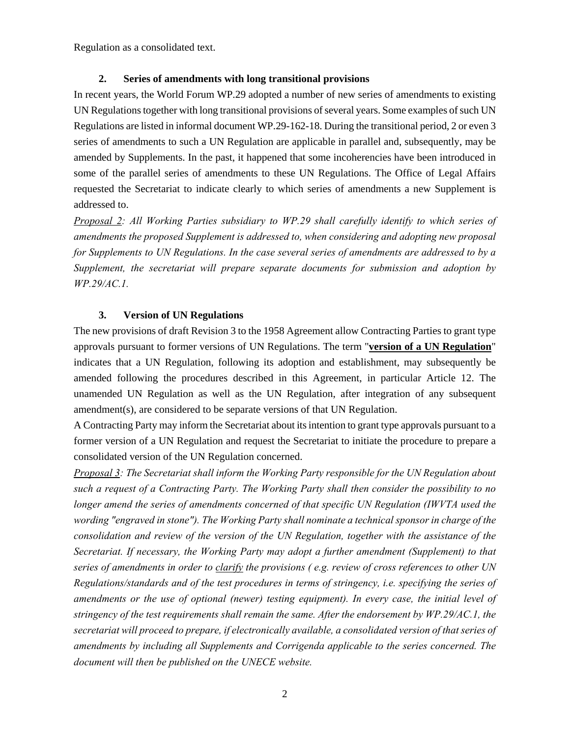Regulation as a consolidated text.

### 2. Series of amendments with long transitional provisions

In recent years, the World Forum WP.29 adopted a number of new series of amendments to existing UN Regulations together with long transitional provisions of several years. Some examples of such UN Regulations are listed in informal document WP.29-162-18. During the transitional period, 2 or even 3 series of amendments to such a UN Regulation are applicable in parallel and, subsequently, may be amended by Supplements. In the past, it happened that some incoherencies have been introduced in some of the parallel series of amendments to these UN Regulations. The Office of Legal Affairs requested the Secretariat to indicate clearly to which series of amendments a new Supplement is addressed to.

*<u>Proposal 2</u>: All Working Parties subsidiary to WP.29 shall carefully identify to which series of amendments the proposed Supplement is addressed to, when considering and adopting new proposal for Supplements to UN Regulations. In the case several series of amendments are addressed to by a Supplement, the secretariat will prepare separate documents for submission and adoption by WP.29/AC.1.*

### 3. Version of UN Regulations

The new provisions of draft Revision 3 to the 1958 Agreement allow Contracting Parties to grant type approvals pursuant to former versions of UN Regulations. The term "**<u>version of a UN Regulation</u>**" indicates that a UN Regulation, following its adoption and establishment, may subsequently be amended following the procedures described in this Agreement, in particular Article 12. The unamended UN Regulation as well as the UN Regulation, after integration of any subsequent amendment(s), are considered to be separate versions of that UN Regulation.

A Contracting Party may inform the Secretariat about its intention to grant type approvals pursuant to a former version of a UN Regulation and request the Secretariat to initiate the procedure to prepare a consolidated version of the UN Regulation concerned.

*<u>Proposal 3</u>: The Secretariat shall inform the Working Party responsible for the UN Regulation about such a request of a Contracting Party. The Working Party shall then consider the possibility to no longer amend the series of amendments concerned of that specific UN Regulation (IWVTA used the wording "engraved in stone"). The Working Party shall nominate a technical sponsor in charge of the consolidation and review of the version of the UN Regulation, together with the assistance of the Secretariat. If necessary, the Working Party may adopt a further amendment (Supplement) to that series of amendments in order to <u>clarify</u> the provisions ( e.g. review of cross references to other UN Regulations/standards and of the test procedures in terms of stringency, i.e. specifying the series of amendments or the use of optional (newer) testing equipment). In every case, the initial level of stringency of the test requirements shall remain the same. After the endorsement by WP.29/AC.1, the secretariat will proceed to prepare, if electronically available, a consolidated version of that series of amendments by including all Supplements and Corrigenda applicable to the series concerned. The document will then be published on the UNECE website.*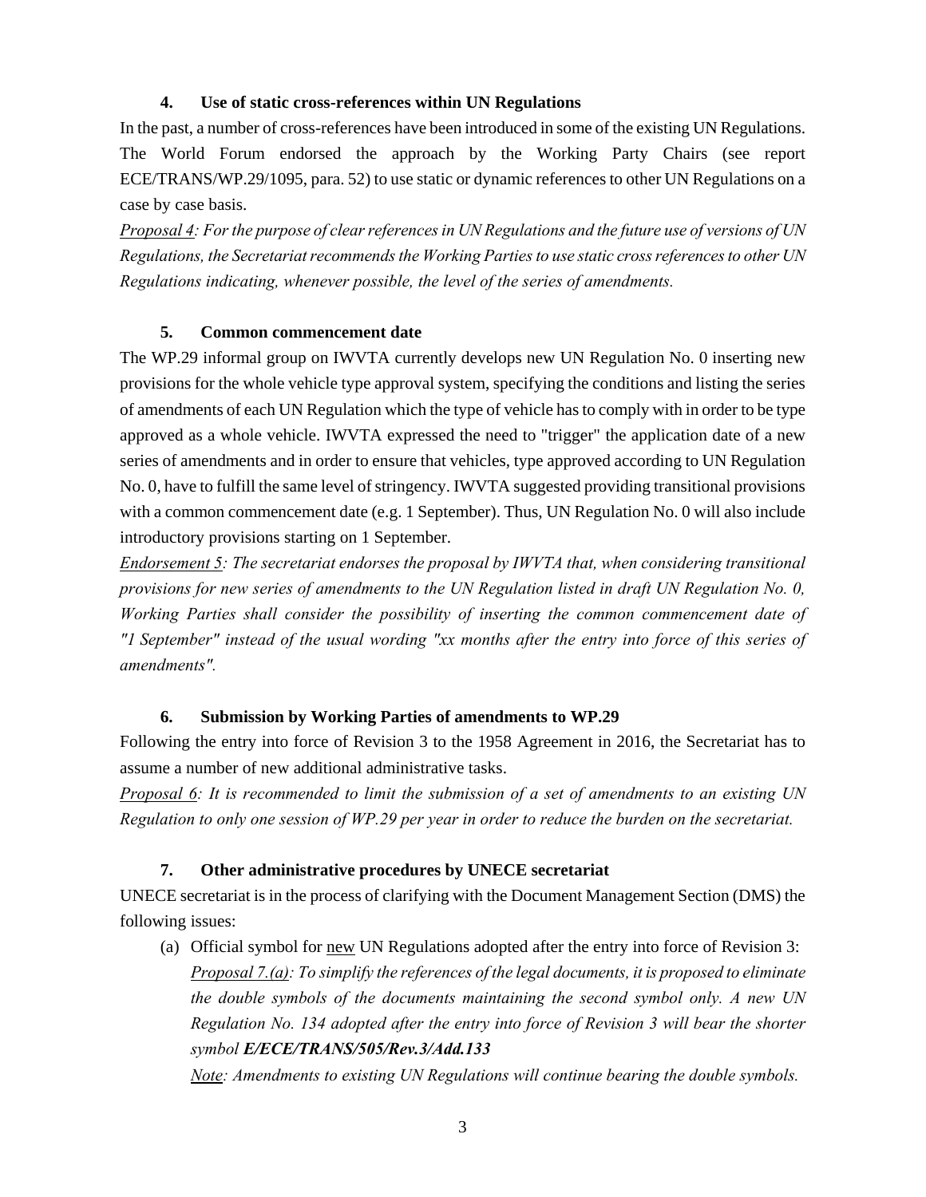### 4. Use of static cross-references within UN Regulations

In the past, a number of cross-references have been introduced in some of the existing UN Regulations. The World Forum endorsed the approach by the Working Party Chairs (see report ECE/TRANS/WP.29/1095, para. 52) to use static or dynamic references to other UN Regulations on a case by case basis.

*Proposal 4: For the purpose of clear references in UN Regulations and the future use of versions of UN Regulations, the Secretariat recommends the Working Parties to use static cross references to other UN Regulations indicating, whenever possible, the level of the series of amendments.*

### 5. Common commencement date

The WP.29 informal group on IWVTA currently develops new UN Regulation No. 0 inserting new provisions for the whole vehicle type approval system, specifying the conditions and listing the series of amendments of each UN Regulation which the type of vehicle has to comply with in order to be type approved as a whole vehicle. IWVTA expressed the need to "trigger" the application date of a new series of amendments and in order to ensure that vehicles, type approved according to UN Regulation No. 0, have to fulfill the same level of stringency. IWVTA suggested providing transitional provisions with a common commencement date (e.g. 1 September). Thus, UN Regulation No. 0 will also include introductory provisions starting on 1 September.

*Endorsement 5: The secretariat endorses the proposal by IWVTA that, when considering transitional provisions for new series of amendments to the UN Regulation listed in draft UN Regulation No. 0, Working Parties shall consider the possibility of inserting the common commencement date of "1 September" instead of the usual wording "xx months after the entry into force of this series of amendments".*

### 6. Submission by Working Parties of amendments to WP.29

Following the entry into force of Revision 3 to the 1958 Agreement in 2016, the Secretariat has to assume a number of new additional administrative tasks.

*Proposal 6: It is recommended to limit the submission of a set of amendments to an existing UN Regulation to only one session of WP.29 per year in order to reduce the burden on the secretariat.*

### 7. Other administrative procedures by UNECE secretariat

UNECE secretariat is in the process of clarifying with the Document Management Section (DMS) the following issues:

(a) Official symbol for new UN Regulations adopted after the entry into force of Revision 3:

*Proposal 7.(a): To simplify the references of the legal documents, it is proposed to eliminate the double symbols of the documents maintaining the second symbol only. A new UN Regulation No. 134 adopted after the entry into force of Revision 3 will bear the shorter symbol* ***E/ECE/TRANS/505/Rev.3/Add.133***

*Note: Amendments to existing UN Regulations will continue bearing the double symbols.*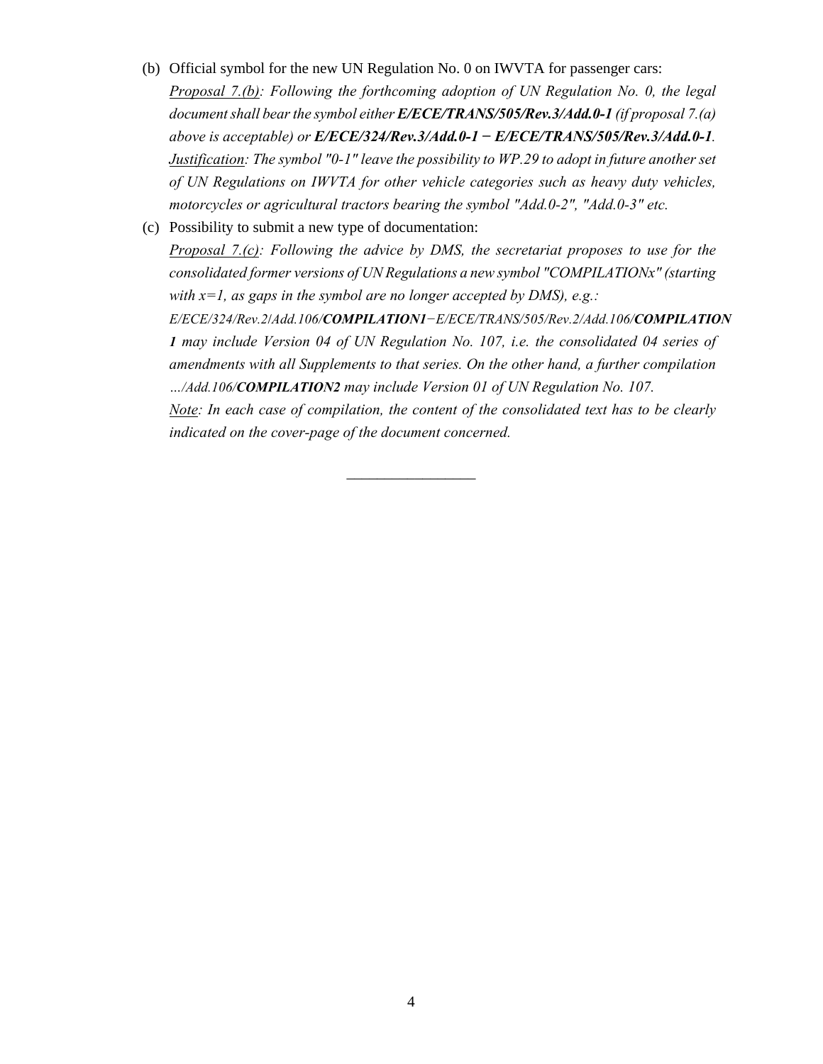(b) Official symbol for the new UN Regulation No. 0 on IWVTA for passenger cars:

*Proposal 7.(b): Following the forthcoming adoption of UN Regulation No. 0, the legal document shall bear the symbol either* ***E/ECE/TRANS/505/Rev.3/Add.0-1*** *(if proposal 7.(a) above is acceptable) or* ***E/ECE/324/Rev.3/Add.0-1 − E/ECE/TRANS/505/Rev.3/Add.0-1****.*

*Justification: The symbol "0-1" leave the possibility to WP.29 to adopt in future another set of UN Regulations on IWVTA for other vehicle categories such as heavy duty vehicles, motorcycles or agricultural tractors bearing the symbol "Add.0-2", "Add.0-3" etc.*

(c) Possibility to submit a new type of documentation:

*Proposal 7.(c): Following the advice by DMS, the secretariat proposes to use for the consolidated former versions of UN Regulations a new symbol "COMPILATIONx" (starting with x=1, as gaps in the symbol are no longer accepted by DMS), e.g.:*

*E/ECE/324/Rev.2/Add.106/**COMPILATION1**−E/ECE/TRANS/505/Rev.2/Add.106/**COMPILATION1** may include Version 04 of UN Regulation No. 107, i.e. the consolidated 04 series of amendments with all Supplements to that series. On the other hand, a further compilation …/Add.106/**COMPILATION2** may include Version 01 of UN Regulation No. 107.*

*Note: In each case of compilation, the content of the consolidated text has to be clearly indicated on the cover-page of the document concerned.*

___________________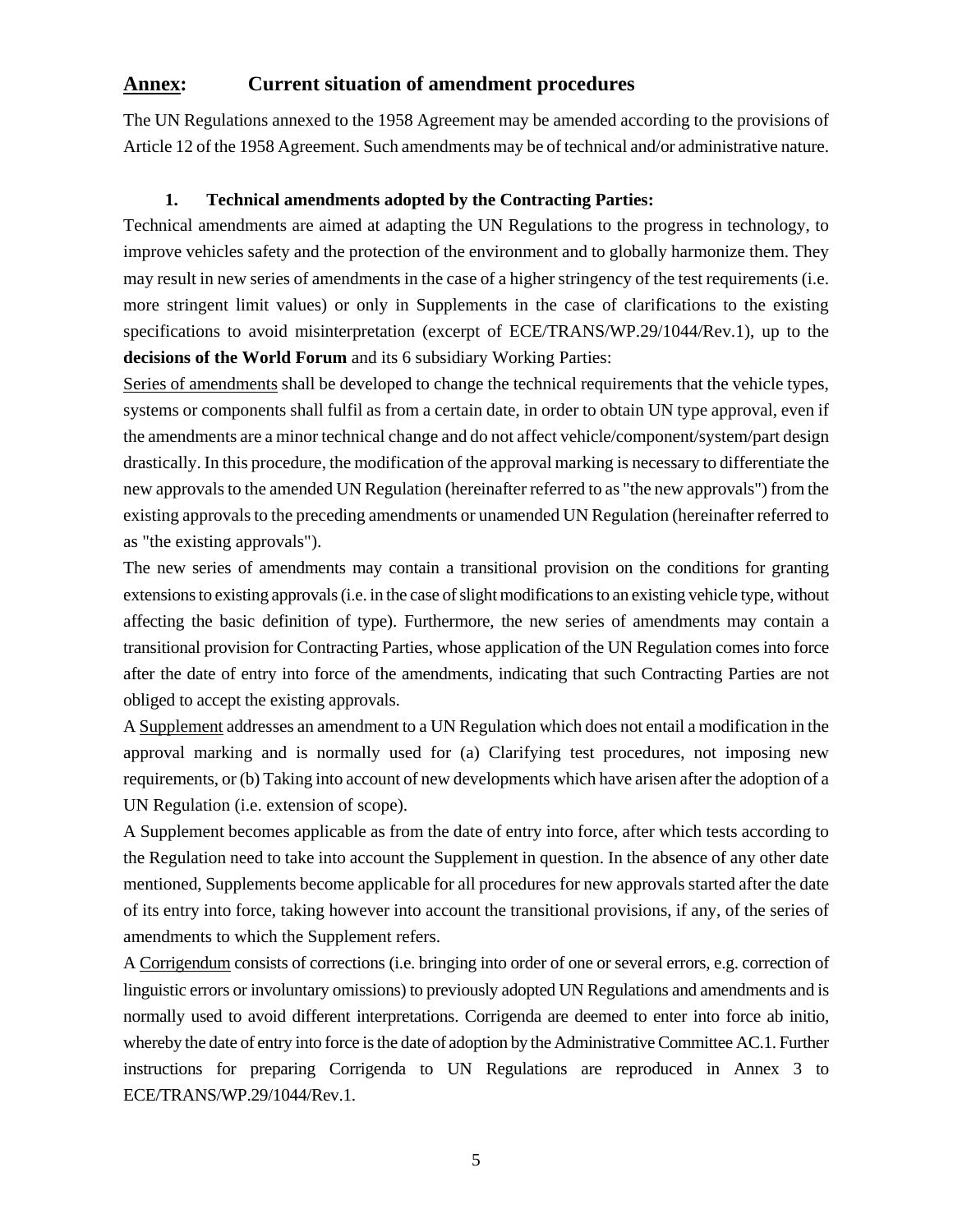## <u>Annex</u>: Current situation of amendment procedures

The UN Regulations annexed to the 1958 Agreement may be amended according to the provisions of Article 12 of the 1958 Agreement. Such amendments may be of technical and/or administrative nature.

### 1. Technical amendments adopted by the Contracting Parties:

Technical amendments are aimed at adapting the UN Regulations to the progress in technology, to improve vehicles safety and the protection of the environment and to globally harmonize them. They may result in new series of amendments in the case of a higher stringency of the test requirements (i.e. more stringent limit values) or only in Supplements in the case of clarifications to the existing specifications to avoid misinterpretation (excerpt of ECE/TRANS/WP.29/1044/Rev.1), up to the **decisions of the World Forum** and its 6 subsidiary Working Parties:

<u>Series of amendments</u> shall be developed to change the technical requirements that the vehicle types, systems or components shall fulfil as from a certain date, in order to obtain UN type approval, even if the amendments are a minor technical change and do not affect vehicle/component/system/part design drastically. In this procedure, the modification of the approval marking is necessary to differentiate the new approvals to the amended UN Regulation (hereinafter referred to as "the new approvals") from the existing approvals to the preceding amendments or unamended UN Regulation (hereinafter referred to as "the existing approvals").

The new series of amendments may contain a transitional provision on the conditions for granting extensions to existing approvals (i.e. in the case of slight modifications to an existing vehicle type, without affecting the basic definition of type). Furthermore, the new series of amendments may contain a transitional provision for Contracting Parties, whose application of the UN Regulation comes into force after the date of entry into force of the amendments, indicating that such Contracting Parties are not obliged to accept the existing approvals.

A <u>Supplement</u> addresses an amendment to a UN Regulation which does not entail a modification in the approval marking and is normally used for (a) Clarifying test procedures, not imposing new requirements, or (b) Taking into account of new developments which have arisen after the adoption of a UN Regulation (i.e. extension of scope).

A Supplement becomes applicable as from the date of entry into force, after which tests according to the Regulation need to take into account the Supplement in question. In the absence of any other date mentioned, Supplements become applicable for all procedures for new approvals started after the date of its entry into force, taking however into account the transitional provisions, if any, of the series of amendments to which the Supplement refers.

A <u>Corrigendum</u> consists of corrections (i.e. bringing into order of one or several errors, e.g. correction of linguistic errors or involuntary omissions) to previously adopted UN Regulations and amendments and is normally used to avoid different interpretations. Corrigenda are deemed to enter into force ab initio, whereby the date of entry into force is the date of adoption by the Administrative Committee AC.1. Further instructions for preparing Corrigenda to UN Regulations are reproduced in Annex 3 to ECE/TRANS/WP.29/1044/Rev.1.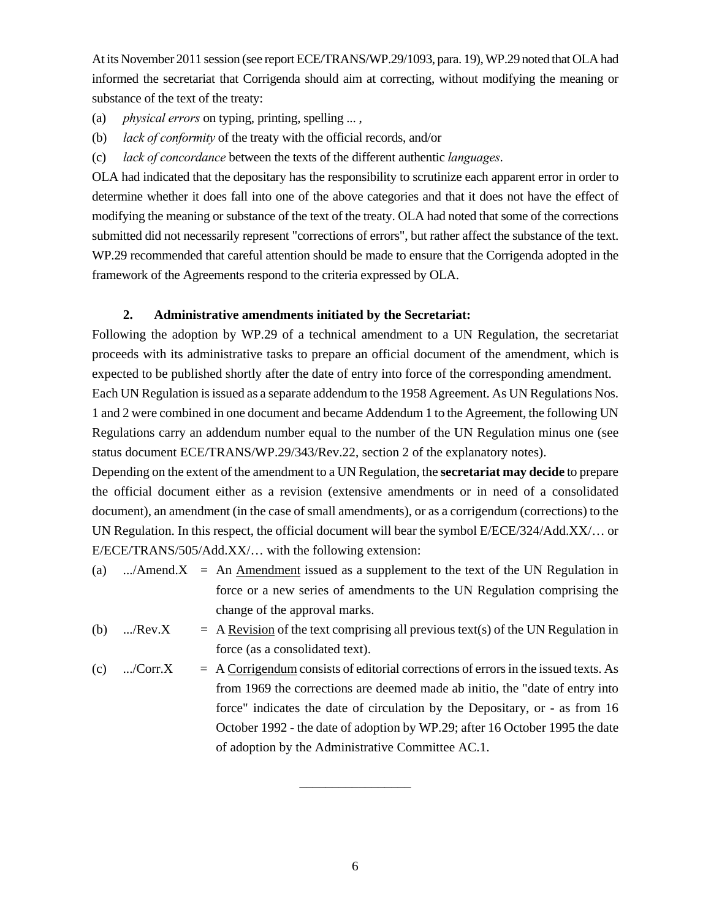At its November 2011 session (see report ECE/TRANS/WP.29/1093, para. 19), WP.29 noted that OLA had informed the secretariat that Corrigenda should aim at correcting, without modifying the meaning or substance of the text of the treaty:

(a) *physical errors* on typing, printing, spelling ... ,

(b) *lack of conformity* of the treaty with the official records, and/or

(c) *lack of concordance* between the texts of the different authentic *languages*.

OLA had indicated that the depositary has the responsibility to scrutinize each apparent error in order to determine whether it does fall into one of the above categories and that it does not have the effect of modifying the meaning or substance of the text of the treaty. OLA had noted that some of the corrections submitted did not necessarily represent "corrections of errors", but rather affect the substance of the text. WP.29 recommended that careful attention should be made to ensure that the Corrigenda adopted in the framework of the Agreements respond to the criteria expressed by OLA.

**2. Administrative amendments initiated by the Secretariat:**

Following the adoption by WP.29 of a technical amendment to a UN Regulation, the secretariat proceeds with its administrative tasks to prepare an official document of the amendment, which is expected to be published shortly after the date of entry into force of the corresponding amendment.

Each UN Regulation is issued as a separate addendum to the 1958 Agreement. As UN Regulations Nos. 1 and 2 were combined in one document and became Addendum 1 to the Agreement, the following UN Regulations carry an addendum number equal to the number of the UN Regulation minus one (see status document ECE/TRANS/WP.29/343/Rev.22, section 2 of the explanatory notes).

Depending on the extent of the amendment to a UN Regulation, the **secretariat may decide** to prepare the official document either as a revision (extensive amendments or in need of a consolidated document), an amendment (in the case of small amendments), or as a corrigendum (corrections) to the UN Regulation. In this respect, the official document will bear the symbol E/ECE/324/Add.XX/… or E/ECE/TRANS/505/Add.XX/… with the following extension:

(a) .../Amend.X = An <u>Amendment</u> issued as a supplement to the text of the UN Regulation in force or a new series of amendments to the UN Regulation comprising the change of the approval marks.

(b) .../Rev.X = A <u>Revision</u> of the text comprising all previous text(s) of the UN Regulation in force (as a consolidated text).

(c) .../Corr.X = A <u>Corrigendum</u> consists of editorial corrections of errors in the issued texts. As from 1969 the corrections are deemed made ab initio, the "date of entry into force" indicates the date of circulation by the Depositary, or - as from 16 October 1992 - the date of adoption by WP.29; after 16 October 1995 the date of adoption by the Administrative Committee AC.1.

_________________